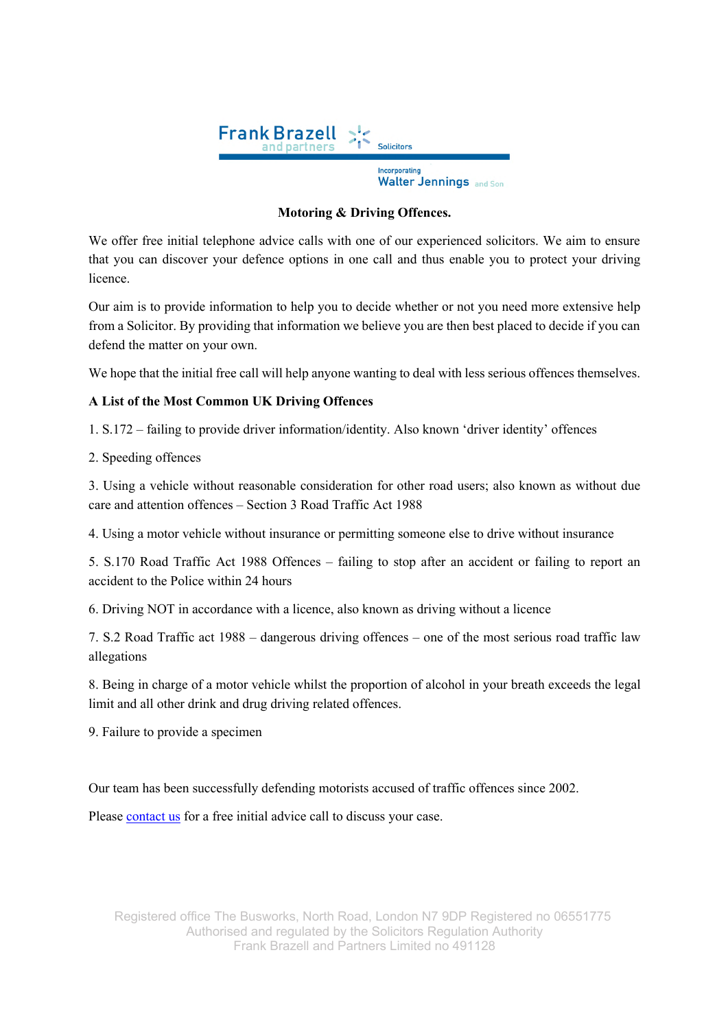Frank Brazell and partners Solicitors

Incorporating Walter Jennings and Son

## Motoring & Driving Offences.

We offer free initial telephone advice calls with one of our experienced solicitors. We aim to ensure that you can discover your defence options in one call and thus enable you to protect your driving licence.

Our aim is to provide information to help you to decide whether or not you need more extensive help from a Solicitor. By providing that information we believe you are then best placed to decide if you can defend the matter on your own.

We hope that the initial free call will help anyone wanting to deal with less serious offences themselves.

### A List of the Most Common UK Driving Offences

1. S.172 – failing to provide driver information/identity. Also known 'driver identity' offences

2. Speeding offences

3. Using a vehicle without reasonable consideration for other road users; also known as without due care and attention offences – Section 3 Road Traffic Act 1988

4. Using a motor vehicle without insurance or permitting someone else to drive without insurance

5. S.170 Road Traffic Act 1988 Offences – failing to stop after an accident or failing to report an accident to the Police within 24 hours

6. Driving NOT in accordance with a licence, also known as driving without a licence

7. S.2 Road Traffic act 1988 – dangerous driving offences – one of the most serious road traffic law allegations

8. Being in charge of a motor vehicle whilst the proportion of alcohol in your breath exceeds the legal limit and all other drink and drug driving related offences.

9. Failure to provide a specimen

Our team has been successfully defending motorists accused of traffic offences since 2002.

Please contact us for a free initial advice call to discuss your case.

Registered office The Busworks, North Road, London N7 9DP Registered no 06551775
Authorised and regulated by the Solicitors Regulation Authority
Frank Brazell and Partners Limited no 491128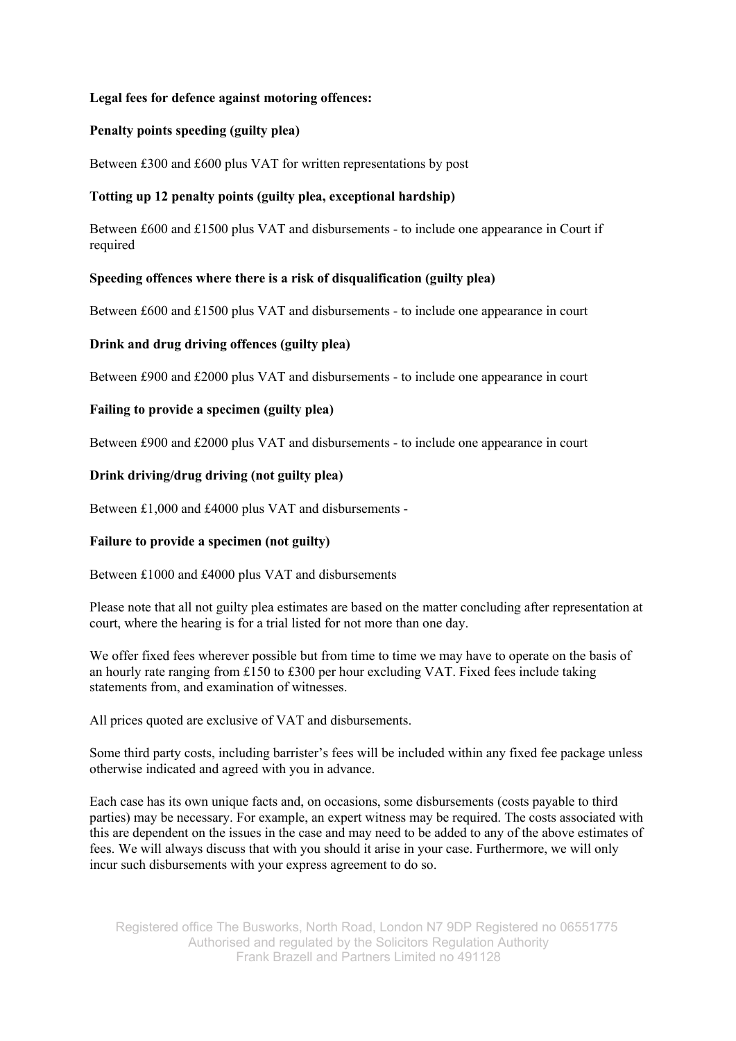**Legal fees for defence against motoring offences:**

**Penalty points speeding (guilty plea)**

Between £300 and £600 plus VAT for written representations by post

**Totting up 12 penalty points (guilty plea, exceptional hardship)**

Between £600 and £1500 plus VAT and disbursements - to include one appearance in Court if required

**Speeding offences where there is a risk of disqualification (guilty plea)**

Between £600 and £1500 plus VAT and disbursements - to include one appearance in court

**Drink and drug driving offences (guilty plea)**

Between £900 and £2000 plus VAT and disbursements - to include one appearance in court

**Failing to provide a specimen (guilty plea)**

Between £900 and £2000 plus VAT and disbursements - to include one appearance in court

**Drink driving/drug driving (not guilty plea)**

Between £1,000 and £4000 plus VAT and disbursements -

**Failure to provide a specimen (not guilty)**

Between £1000 and £4000 plus VAT and disbursements

Please note that all not guilty plea estimates are based on the matter concluding after representation at court, where the hearing is for a trial listed for not more than one day.

We offer fixed fees wherever possible but from time to time we may have to operate on the basis of an hourly rate ranging from £150 to £300 per hour excluding VAT. Fixed fees include taking statements from, and examination of witnesses.

All prices quoted are exclusive of VAT and disbursements.

Some third party costs, including barrister's fees will be included within any fixed fee package unless otherwise indicated and agreed with you in advance.

Each case has its own unique facts and, on occasions, some disbursements (costs payable to third parties) may be necessary. For example, an expert witness may be required. The costs associated with this are dependent on the issues in the case and may need to be added to any of the above estimates of fees. We will always discuss that with you should it arise in your case. Furthermore, we will only incur such disbursements with your express agreement to do so.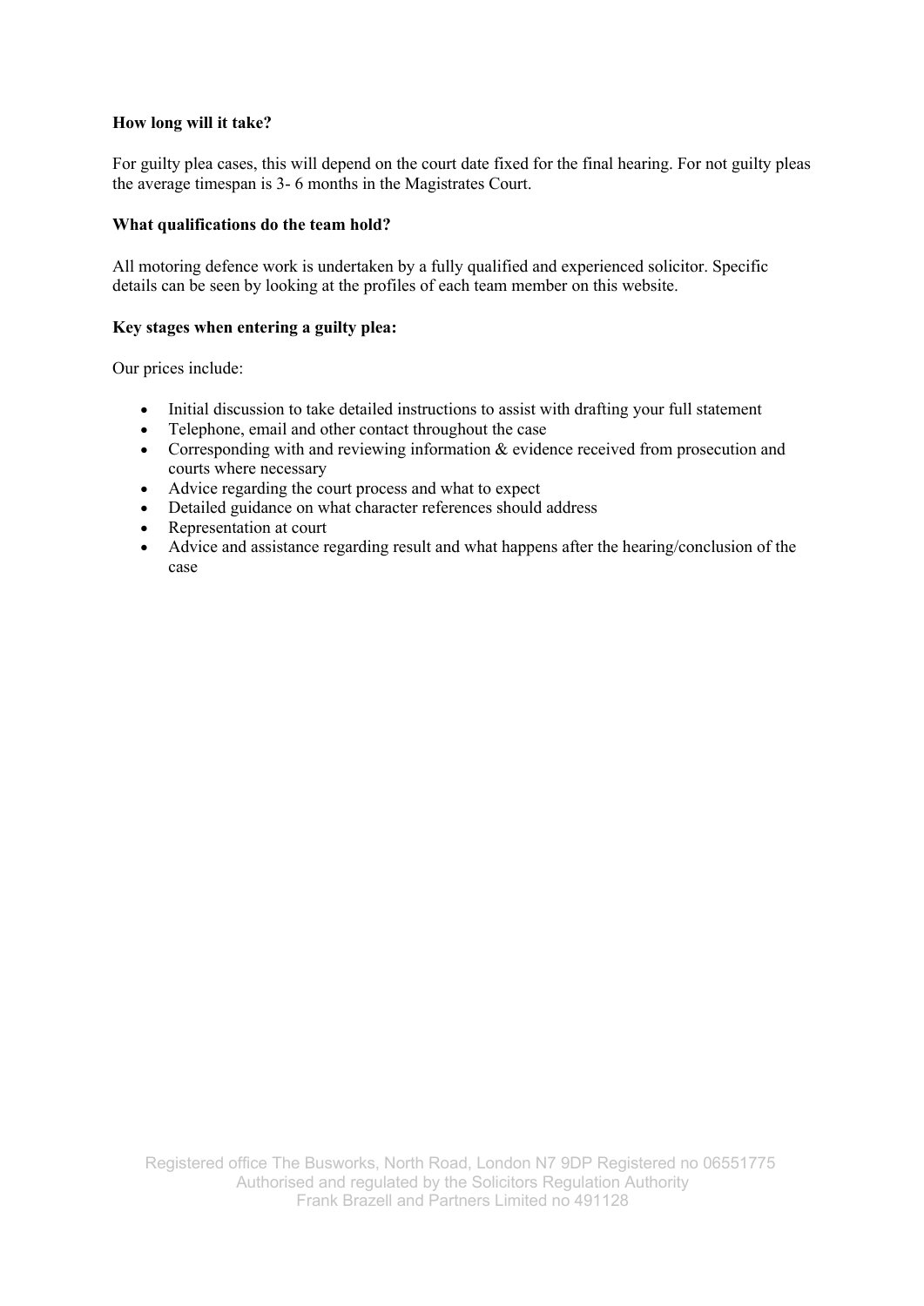**How long will it take?**

For guilty plea cases, this will depend on the court date fixed for the final hearing. For not guilty pleas the average timespan is 3- 6 months in the Magistrates Court.

**What qualifications do the team hold?**

All motoring defence work is undertaken by a fully qualified and experienced solicitor. Specific details can be seen by looking at the profiles of each team member on this website.

**Key stages when entering a guilty plea:**

Our prices include:

- Initial discussion to take detailed instructions to assist with drafting your full statement
- Telephone, email and other contact throughout the case
- Corresponding with and reviewing information & evidence received from prosecution and courts where necessary
- Advice regarding the court process and what to expect
- Detailed guidance on what character references should address
- Representation at court
- Advice and assistance regarding result and what happens after the hearing/conclusion of the case